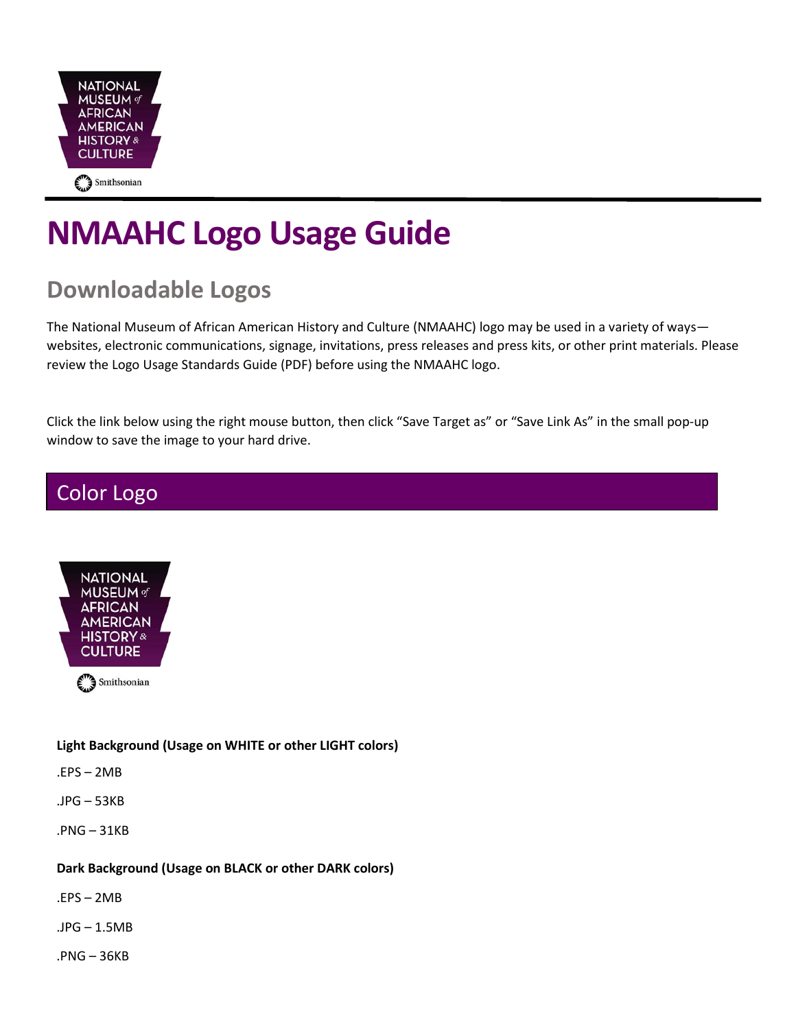# NMAAHC Logo Usage Guide

## Downloadable Logos

The National Museum of African American History and Culture (NMAAHC) logo may be used in a variety of ways—websites, electronic communications, signage, invitations, press releases and press kits, or other print materials. Please review the Logo Usage Standards Guide (PDF) before using the NMAAHC logo.

Click the link below using the right mouse button, then click “Save Target as” or “Save Link As” in the small pop-up window to save the image to your hard drive.

## Color Logo

**Light Background (Usage on WHITE or other LIGHT colors)**

.EPS – 2MB

.JPG – 53KB

.PNG – 31KB

**Dark Background (Usage on BLACK or other DARK colors)**

.EPS – 2MB

.JPG – 1.5MB

.PNG – 36KB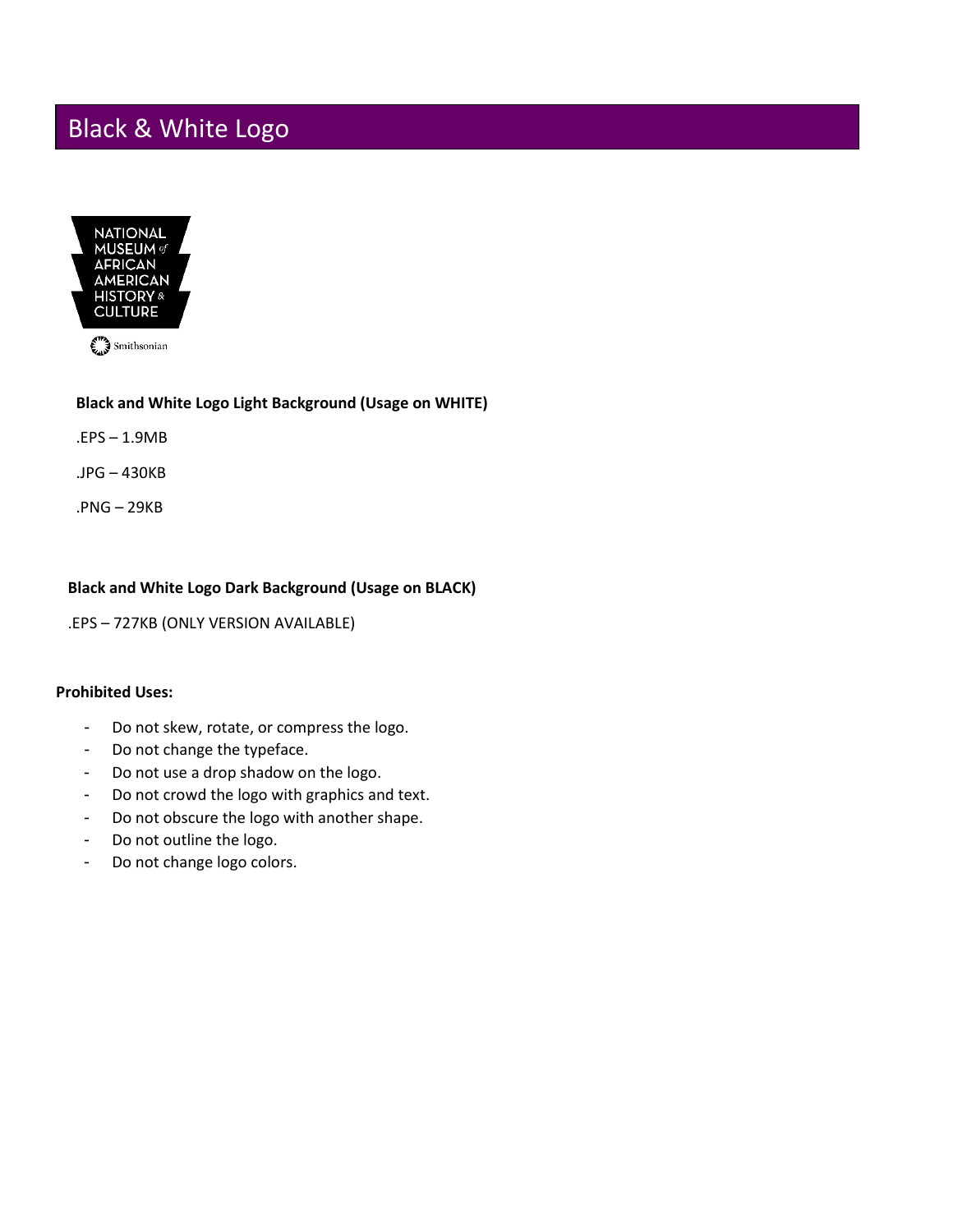# Black & White Logo

**Black and White Logo Light Background (Usage on WHITE)**

.EPS – 1.9MB

.JPG – 430KB

.PNG – 29KB

**Black and White Logo Dark Background (Usage on BLACK)**

.EPS – 727KB (ONLY VERSION AVAILABLE)

**Prohibited Uses:**

- Do not skew, rotate, or compress the logo.
- Do not change the typeface.
- Do not use a drop shadow on the logo.
- Do not crowd the logo with graphics and text.
- Do not obscure the logo with another shape.
- Do not outline the logo.
- Do not change logo colors.